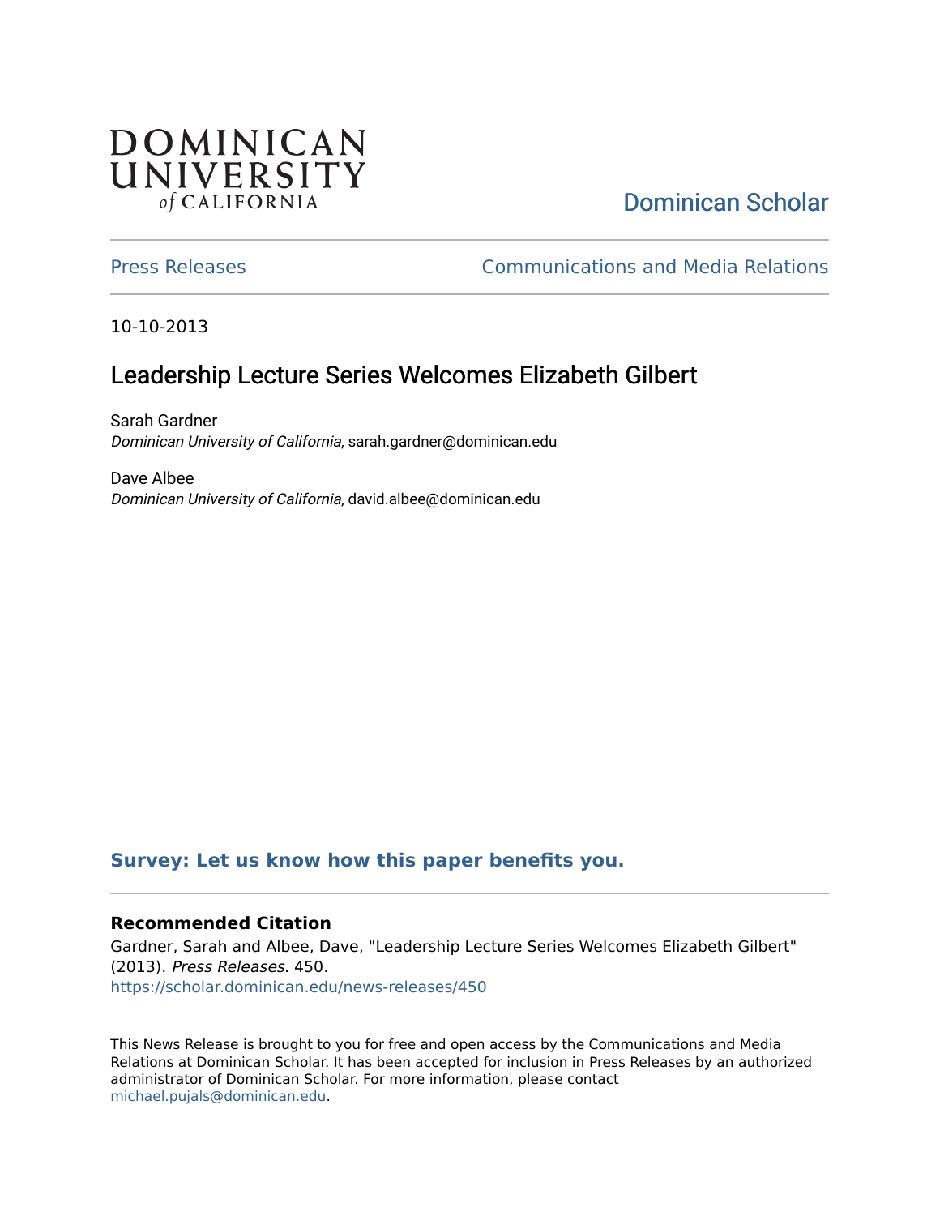DOMINICAN UNIVERSITY of CALIFORNIA

Dominican Scholar

Press Releases | Communications and Media Relations

10-10-2013

# Leadership Lecture Series Welcomes Elizabeth Gilbert

Sarah Gardner
*Dominican University of California*, sarah.gardner@dominican.edu

Dave Albee
*Dominican University of California*, david.albee@dominican.edu

**Survey: Let us know how this paper benefits you.**

### Recommended Citation

Gardner, Sarah and Albee, Dave, "Leadership Lecture Series Welcomes Elizabeth Gilbert" (2013). *Press Releases*. 450.
https://scholar.dominican.edu/news-releases/450

This News Release is brought to you for free and open access by the Communications and Media Relations at Dominican Scholar. It has been accepted for inclusion in Press Releases by an authorized administrator of Dominican Scholar. For more information, please contact michael.pujals@dominican.edu.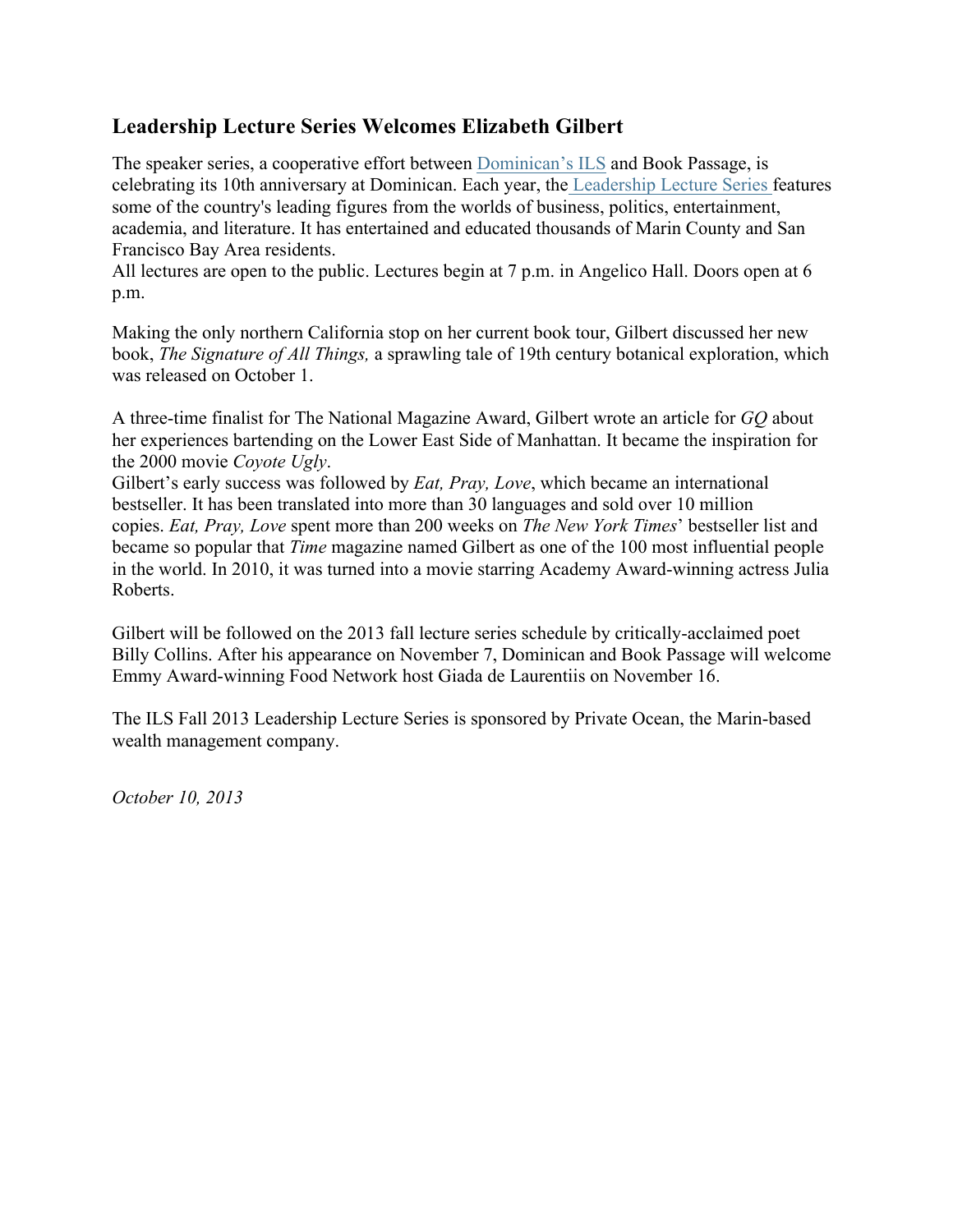## Leadership Lecture Series Welcomes Elizabeth Gilbert

The speaker series, a cooperative effort between Dominican's ILS and Book Passage, is celebrating its 10th anniversary at Dominican. Each year, the Leadership Lecture Series features some of the country's leading figures from the worlds of business, politics, entertainment, academia, and literature. It has entertained and educated thousands of Marin County and San Francisco Bay Area residents.
All lectures are open to the public. Lectures begin at 7 p.m. in Angelico Hall. Doors open at 6 p.m.

Making the only northern California stop on her current book tour, Gilbert discussed her new book, *The Signature of All Things,* a sprawling tale of 19th century botanical exploration, which was released on October 1.

A three-time finalist for The National Magazine Award, Gilbert wrote an article for *GQ* about her experiences bartending on the Lower East Side of Manhattan. It became the inspiration for the 2000 movie *Coyote Ugly*.
Gilbert's early success was followed by *Eat, Pray, Love*, which became an international bestseller. It has been translated into more than 30 languages and sold over 10 million copies. *Eat, Pray, Love* spent more than 200 weeks on *The New York Times*' bestseller list and became so popular that *Time* magazine named Gilbert as one of the 100 most influential people in the world. In 2010, it was turned into a movie starring Academy Award-winning actress Julia Roberts.

Gilbert will be followed on the 2013 fall lecture series schedule by critically-acclaimed poet Billy Collins. After his appearance on November 7, Dominican and Book Passage will welcome Emmy Award-winning Food Network host Giada de Laurentiis on November 16.

The ILS Fall 2013 Leadership Lecture Series is sponsored by Private Ocean, the Marin-based wealth management company.

*October 10, 2013*